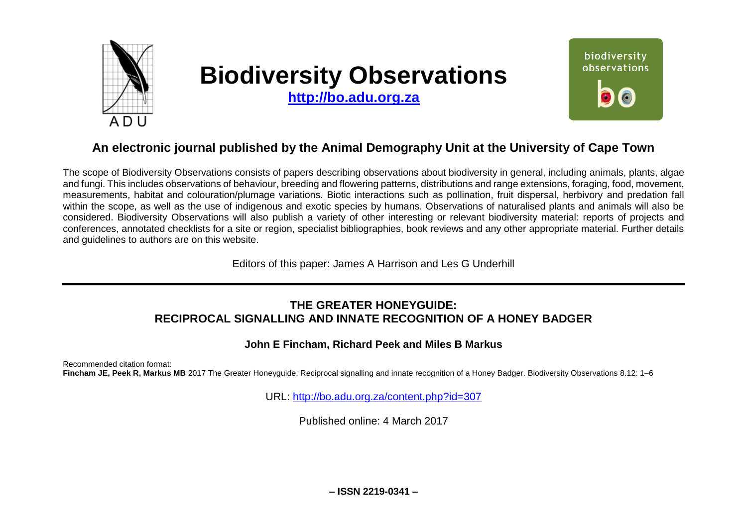# Biodiversity Observations

**http://bo.adu.org.za**

## An electronic journal published by the Animal Demography Unit at the University of Cape Town

The scope of Biodiversity Observations consists of papers describing observations about biodiversity in general, including animals, plants, algae and fungi. This includes observations of behaviour, breeding and flowering patterns, distributions and range extensions, foraging, food, movement, measurements, habitat and colouration/plumage variations. Biotic interactions such as pollination, fruit dispersal, herbivory and predation fall within the scope, as well as the use of indigenous and exotic species by humans. Observations of naturalised plants and animals will also be considered. Biodiversity Observations will also publish a variety of other interesting or relevant biodiversity material: reports of projects and conferences, annotated checklists for a site or region, specialist bibliographies, book reviews and any other appropriate material. Further details and guidelines to authors are on this website.

Editors of this paper: James A Harrison and Les G Underhill

---

# THE GREATER HONEYGUIDE: RECIPROCAL SIGNALLING AND INNATE RECOGNITION OF A HONEY BADGER

**John E Fincham, Richard Peek and Miles B Markus**

Recommended citation format:
**Fincham JE, Peek R, Markus MB** 2017 The Greater Honeyguide: Reciprocal signalling and innate recognition of a Honey Badger. Biodiversity Observations 8.12: 1–6

URL: http://bo.adu.org.za/content.php?id=307

Published online: 4 March 2017

**– ISSN 2219-0341 –**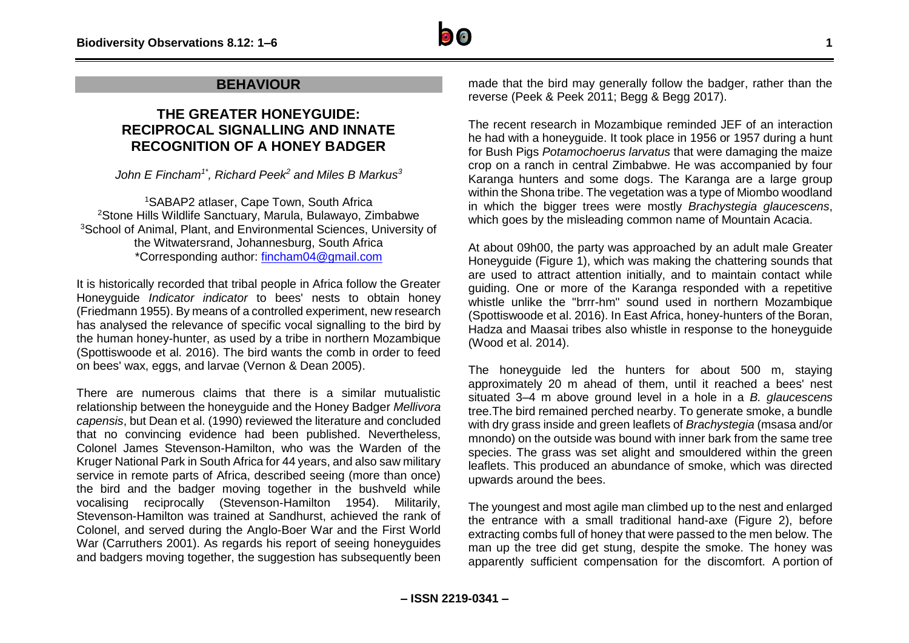## BEHAVIOUR

# THE GREATER HONEYGUIDE: RECIPROCAL SIGNALLING AND INNATE RECOGNITION OF A HONEY BADGER

*John E Fincham[1*], Richard Peek[2] and Miles B Markus[3]*

[1]SABAP2 atlaser, Cape Town, South Africa
[2]Stone Hills Wildlife Sanctuary, Marula, Bulawayo, Zimbabwe
[3]School of Animal, Plant, and Environmental Sciences, University of the Witwatersrand, Johannesburg, South Africa
*Corresponding author: fincham04@gmail.com

It is historically recorded that tribal people in Africa follow the Greater Honeyguide *Indicator indicator* to bees' nests to obtain honey (Friedmann 1955). By means of a controlled experiment, new research has analysed the relevance of specific vocal signalling to the bird by the human honey-hunter, as used by a tribe in northern Mozambique (Spottiswoode et al. 2016). The bird wants the comb in order to feed on bees' wax, eggs, and larvae (Vernon & Dean 2005).

There are numerous claims that there is a similar mutualistic relationship between the honeyguide and the Honey Badger *Mellivora capensis*, but Dean et al. (1990) reviewed the literature and concluded that no convincing evidence had been published. Nevertheless, Colonel James Stevenson-Hamilton, who was the Warden of the Kruger National Park in South Africa for 44 years, and also saw military service in remote parts of Africa, described seeing (more than once) the bird and the badger moving together in the bushveld while vocalising reciprocally (Stevenson-Hamilton 1954). Militarily, Stevenson-Hamilton was trained at Sandhurst, achieved the rank of Colonel, and served during the Anglo-Boer War and the First World War (Carruthers 2001). As regards his report of seeing honeyguides and badgers moving together, the suggestion has subsequently been made that the bird may generally follow the badger, rather than the reverse (Peek & Peek 2011; Begg & Begg 2017).

The recent research in Mozambique reminded JEF of an interaction he had with a honeyguide. It took place in 1956 or 1957 during a hunt for Bush Pigs *Potamochoerus larvatus* that were damaging the maize crop on a ranch in central Zimbabwe. He was accompanied by four Karanga hunters and some dogs. The Karanga are a large group within the Shona tribe. The vegetation was a type of Miombo woodland in which the bigger trees were mostly *Brachystegia glaucescens*, which goes by the misleading common name of Mountain Acacia.

At about 09h00, the party was approached by an adult male Greater Honeyguide (Figure 1), which was making the chattering sounds that are used to attract attention initially, and to maintain contact while guiding. One or more of the Karanga responded with a repetitive whistle unlike the "brrr-hm" sound used in northern Mozambique (Spottiswoode et al. 2016). In East Africa, honey-hunters of the Boran, Hadza and Maasai tribes also whistle in response to the honeyguide (Wood et al. 2014).

The honeyguide led the hunters for about 500 m, staying approximately 20 m ahead of them, until it reached a bees' nest situated 3–4 m above ground level in a hole in a *B. glaucescens* tree.The bird remained perched nearby. To generate smoke, a bundle with dry grass inside and green leaflets of *Brachystegia* (msasa and/or mnondo) on the outside was bound with inner bark from the same tree species. The grass was set alight and smouldered within the green leaflets. This produced an abundance of smoke, which was directed upwards around the bees.

The youngest and most agile man climbed up to the nest and enlarged the entrance with a small traditional hand-axe (Figure 2), before extracting combs full of honey that were passed to the men below. The man up the tree did get stung, despite the smoke. The honey was apparently sufficient compensation for the discomfort. A portion of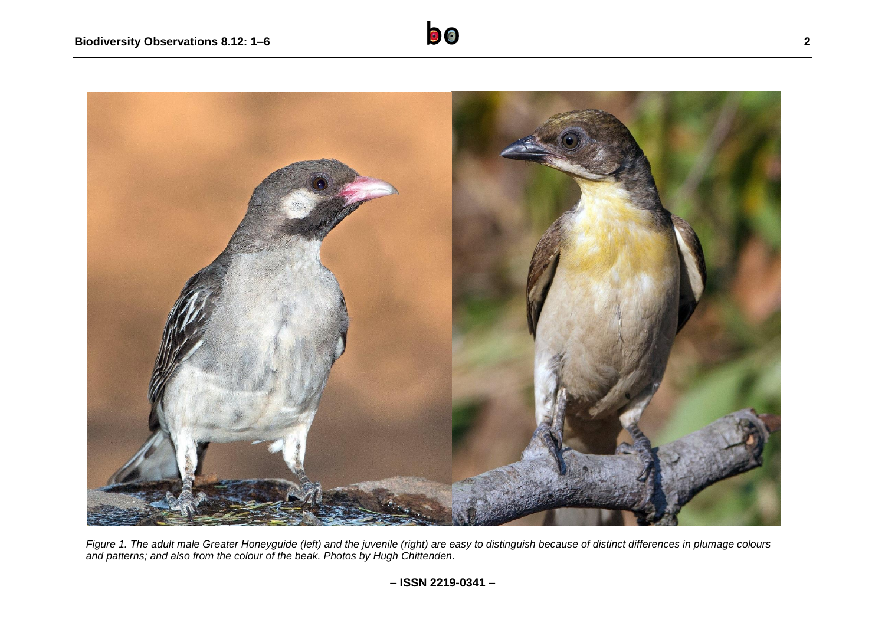*Figure 1. The adult male Greater Honeyguide (left) and the juvenile (right) are easy to distinguish because of distinct differences in plumage colours and patterns; and also from the colour of the beak. Photos by Hugh Chittenden.*

**– ISSN 2219-0341 –**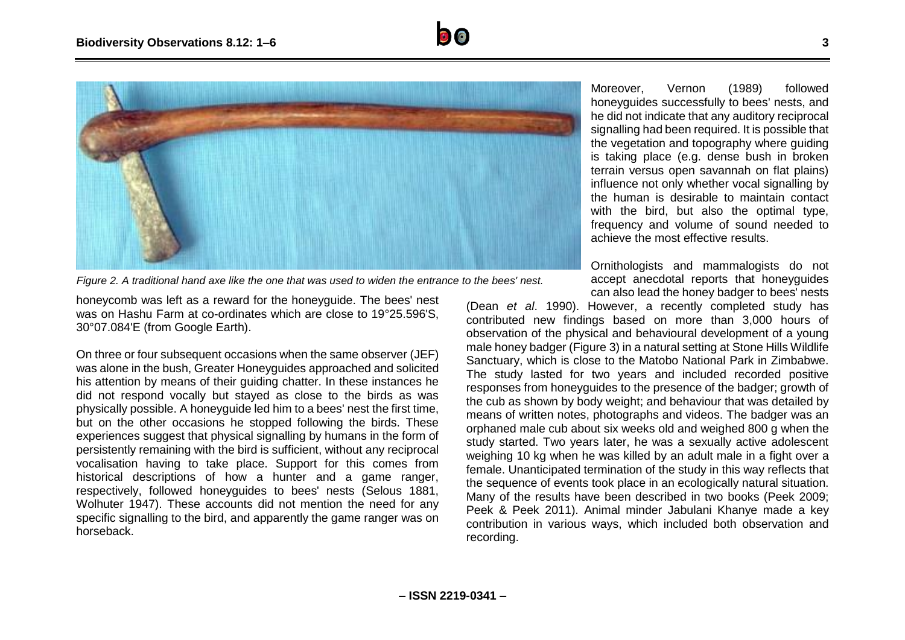Figure 2. A traditional hand axe like the one that was used to widen the entrance to the bees' nest.

honeycomb was left as a reward for the honeyguide. The bees' nest was on Hashu Farm at co-ordinates which are close to 19°25.596'S, 30°07.084'E (from Google Earth).

On three or four subsequent occasions when the same observer (JEF) was alone in the bush, Greater Honeyguides approached and solicited his attention by means of their guiding chatter. In these instances he did not respond vocally but stayed as close to the birds as was physically possible. A honeyguide led him to a bees' nest the first time, but on the other occasions he stopped following the birds. These experiences suggest that physical signalling by humans in the form of persistently remaining with the bird is sufficient, without any reciprocal vocalisation having to take place. Support for this comes from historical descriptions of how a hunter and a game ranger, respectively, followed honeyguides to bees' nests (Selous 1881, Wolhuter 1947). These accounts did not mention the need for any specific signalling to the bird, and apparently the game ranger was on horseback.

Moreover, Vernon (1989) followed honeyguides successfully to bees' nests, and he did not indicate that any auditory reciprocal signalling had been required. It is possible that the vegetation and topography where guiding is taking place (e.g. dense bush in broken terrain versus open savannah on flat plains) influence not only whether vocal signalling by the human is desirable to maintain contact with the bird, but also the optimal type, frequency and volume of sound needed to achieve the most effective results.

Ornithologists and mammalogists do not accept anecdotal reports that honeyguides can also lead the honey badger to bees' nests (Dean *et al*. 1990). However, a recently completed study has contributed new findings based on more than 3,000 hours of observation of the physical and behavioural development of a young male honey badger (Figure 3) in a natural setting at Stone Hills Wildlife Sanctuary, which is close to the Matobo National Park in Zimbabwe. The study lasted for two years and included recorded positive responses from honeyguides to the presence of the badger; growth of the cub as shown by body weight; and behaviour that was detailed by means of written notes, photographs and videos. The badger was an orphaned male cub about six weeks old and weighed 800 g when the study started. Two years later, he was a sexually active adolescent weighing 10 kg when he was killed by an adult male in a fight over a female. Unanticipated termination of the study in this way reflects that the sequence of events took place in an ecologically natural situation. Many of the results have been described in two books (Peek 2009; Peek & Peek 2011). Animal minder Jabulani Khanye made a key contribution in various ways, which included both observation and recording.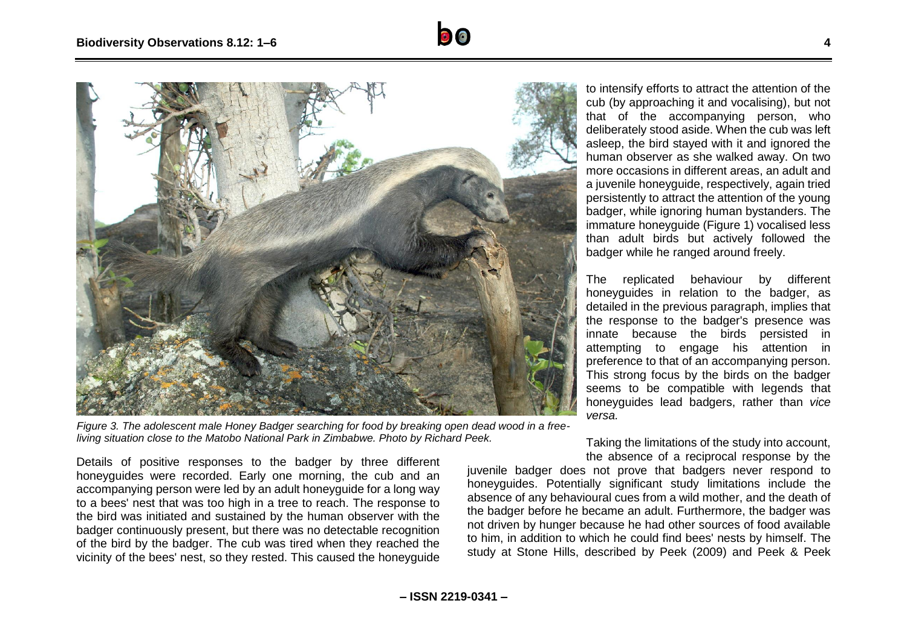Figure 3. The adolescent male Honey Badger searching for food by breaking open dead wood in a free-living situation close to the Matobo National Park in Zimbabwe. Photo by Richard Peek.

Details of positive responses to the badger by three different honeyguides were recorded. Early one morning, the cub and an accompanying person were led by an adult honeyguide for a long way to a bees' nest that was too high in a tree to reach. The response to the bird was initiated and sustained by the human observer with the badger continuously present, but there was no detectable recognition of the bird by the badger. The cub was tired when they reached the vicinity of the bees' nest, so they rested. This caused the honeyguide to intensify efforts to attract the attention of the cub (by approaching it and vocalising), but not that of the accompanying person, who deliberately stood aside. When the cub was left asleep, the bird stayed with it and ignored the human observer as she walked away. On two more occasions in different areas, an adult and a juvenile honeyguide, respectively, again tried persistently to attract the attention of the young badger, while ignoring human bystanders. The immature honeyguide (Figure 1) vocalised less than adult birds but actively followed the badger while he ranged around freely.

The replicated behaviour by different honeyguides in relation to the badger, as detailed in the previous paragraph, implies that the response to the badger's presence was innate because the birds persisted in attempting to engage his attention in preference to that of an accompanying person. This strong focus by the birds on the badger seems to be compatible with legends that honeyguides lead badgers, rather than *vice versa.*

Taking the limitations of the study into account, the absence of a reciprocal response by the juvenile badger does not prove that badgers never respond to honeyguides. Potentially significant study limitations include the absence of any behavioural cues from a wild mother, and the death of the badger before he became an adult. Furthermore, the badger was not driven by hunger because he had other sources of food available to him, in addition to which he could find bees' nests by himself. The study at Stone Hills, described by Peek (2009) and Peek & Peek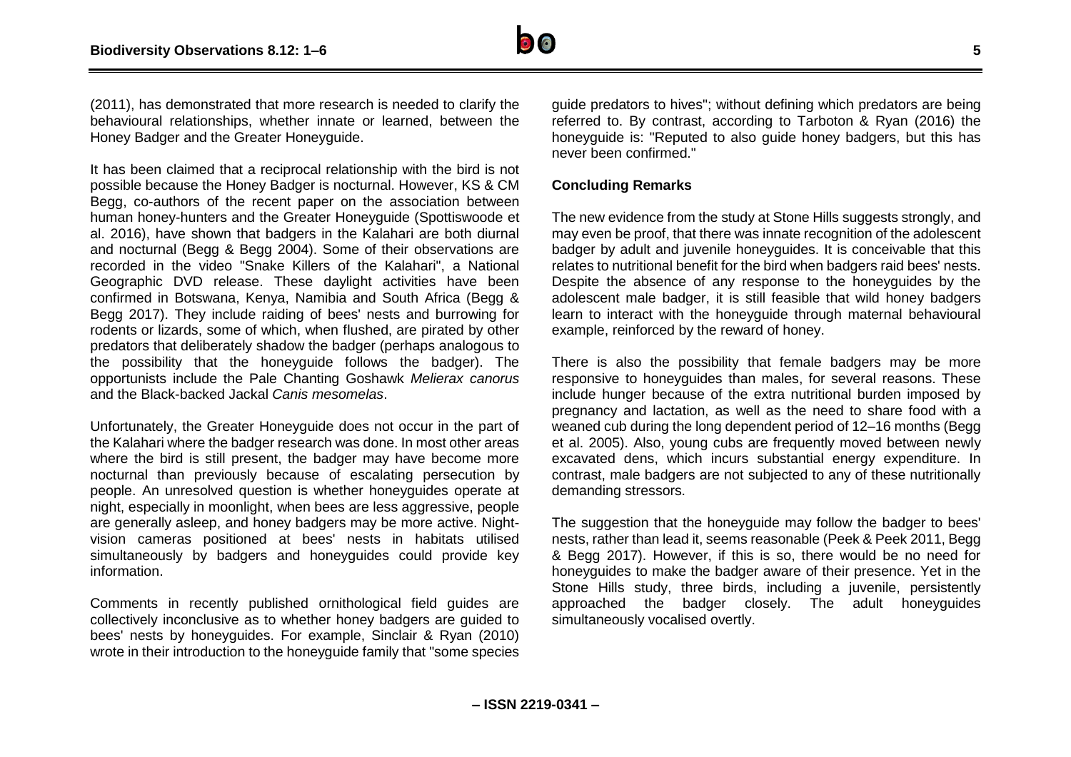(2011), has demonstrated that more research is needed to clarify the behavioural relationships, whether innate or learned, between the Honey Badger and the Greater Honeyguide.

It has been claimed that a reciprocal relationship with the bird is not possible because the Honey Badger is nocturnal. However, KS & CM Begg, co-authors of the recent paper on the association between human honey-hunters and the Greater Honeyguide (Spottiswoode et al. 2016), have shown that badgers in the Kalahari are both diurnal and nocturnal (Begg & Begg 2004). Some of their observations are recorded in the video "Snake Killers of the Kalahari", a National Geographic DVD release. These daylight activities have been confirmed in Botswana, Kenya, Namibia and South Africa (Begg & Begg 2017). They include raiding of bees' nests and burrowing for rodents or lizards, some of which, when flushed, are pirated by other predators that deliberately shadow the badger (perhaps analogous to the possibility that the honeyguide follows the badger). The opportunists include the Pale Chanting Goshawk *Melierax canorus* and the Black-backed Jackal *Canis mesomelas*.

Unfortunately, the Greater Honeyguide does not occur in the part of the Kalahari where the badger research was done. In most other areas where the bird is still present, the badger may have become more nocturnal than previously because of escalating persecution by people. An unresolved question is whether honeyguides operate at night, especially in moonlight, when bees are less aggressive, people are generally asleep, and honey badgers may be more active. Night-vision cameras positioned at bees' nests in habitats utilised simultaneously by badgers and honeyguides could provide key information.

Comments in recently published ornithological field guides are collectively inconclusive as to whether honey badgers are guided to bees' nests by honeyguides. For example, Sinclair & Ryan (2010) wrote in their introduction to the honeyguide family that "some species guide predators to hives"; without defining which predators are being referred to. By contrast, according to Tarboton & Ryan (2016) the honeyguide is: "Reputed to also guide honey badgers, but this has never been confirmed."

## Concluding Remarks

The new evidence from the study at Stone Hills suggests strongly, and may even be proof, that there was innate recognition of the adolescent badger by adult and juvenile honeyguides. It is conceivable that this relates to nutritional benefit for the bird when badgers raid bees' nests. Despite the absence of any response to the honeyguides by the adolescent male badger, it is still feasible that wild honey badgers learn to interact with the honeyguide through maternal behavioural example, reinforced by the reward of honey.

There is also the possibility that female badgers may be more responsive to honeyguides than males, for several reasons. These include hunger because of the extra nutritional burden imposed by pregnancy and lactation, as well as the need to share food with a weaned cub during the long dependent period of 12–16 months (Begg et al. 2005). Also, young cubs are frequently moved between newly excavated dens, which incurs substantial energy expenditure. In contrast, male badgers are not subjected to any of these nutritionally demanding stressors.

The suggestion that the honeyguide may follow the badger to bees' nests, rather than lead it, seems reasonable (Peek & Peek 2011, Begg & Begg 2017). However, if this is so, there would be no need for honeyguides to make the badger aware of their presence. Yet in the Stone Hills study, three birds, including a juvenile, persistently approached the badger closely. The adult honeyguides simultaneously vocalised overtly.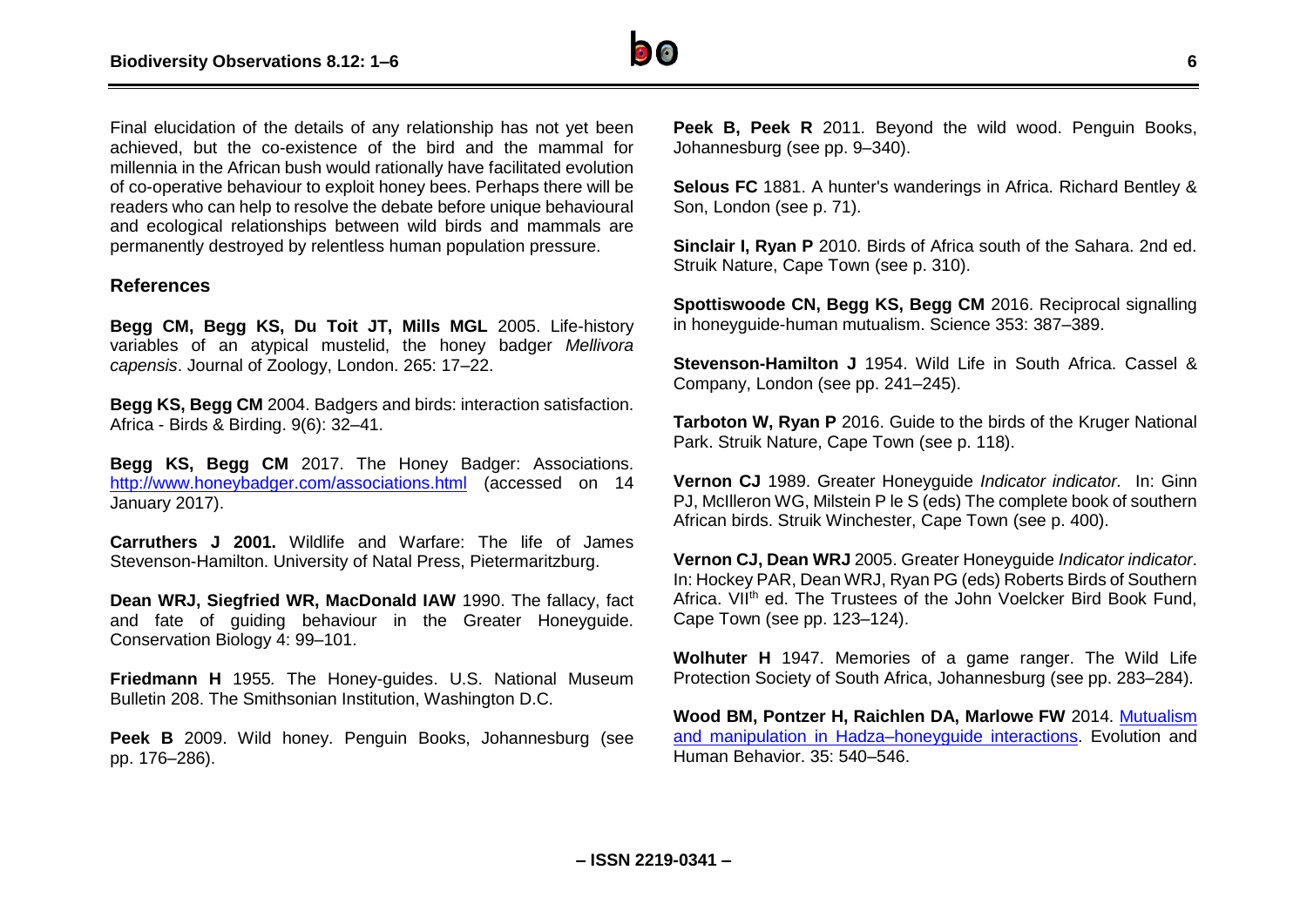Final elucidation of the details of any relationship has not yet been achieved, but the co-existence of the bird and the mammal for millennia in the African bush would rationally have facilitated evolution of co-operative behaviour to exploit honey bees. Perhaps there will be readers who can help to resolve the debate before unique behavioural and ecological relationships between wild birds and mammals are permanently destroyed by relentless human population pressure.

## References

**Begg CM, Begg KS, Du Toit JT, Mills MGL** 2005. Life-history variables of an atypical mustelid, the honey badger *Mellivora capensis*. Journal of Zoology, London. 265: 17–22.

**Begg KS, Begg CM** 2004. Badgers and birds: interaction satisfaction. Africa - Birds & Birding. 9(6): 32–41.

**Begg KS, Begg CM** 2017. The Honey Badger: Associations. http://www.honeybadger.com/associations.html (accessed on 14 January 2017).

**Carruthers J 2001.** Wildlife and Warfare: The life of James Stevenson-Hamilton. University of Natal Press, Pietermaritzburg.

**Dean WRJ, Siegfried WR, MacDonald IAW** 1990. The fallacy, fact and fate of guiding behaviour in the Greater Honeyguide. Conservation Biology 4: 99–101.

**Friedmann H** 1955*.* The Honey-guides. U.S. National Museum Bulletin 208. The Smithsonian Institution, Washington D.C.

**Peek B** 2009. Wild honey. Penguin Books, Johannesburg (see pp. 176–286).

**Peek B, Peek R** 2011. Beyond the wild wood. Penguin Books, Johannesburg (see pp. 9–340).

**Selous FC** 1881. A hunter's wanderings in Africa. Richard Bentley & Son, London (see p. 71).

**Sinclair I, Ryan P** 2010. Birds of Africa south of the Sahara. 2nd ed. Struik Nature, Cape Town (see p. 310).

**Spottiswoode CN, Begg KS, Begg CM** 2016. Reciprocal signalling in honeyguide-human mutualism. Science 353: 387–389.

**Stevenson-Hamilton J** 1954. Wild Life in South Africa. Cassel & Company, London (see pp. 241–245).

**Tarboton W, Ryan P** 2016. Guide to the birds of the Kruger National Park. Struik Nature, Cape Town (see p. 118).

**Vernon CJ** 1989. Greater Honeyguide *Indicator indicator*. In: Ginn PJ, McIlleron WG, Milstein P le S (eds) The complete book of southern African birds. Struik Winchester, Cape Town (see p. 400).

**Vernon CJ, Dean WRJ** 2005. Greater Honeyguide *Indicator indicator*. In: Hockey PAR, Dean WRJ, Ryan PG (eds) Roberts Birds of Southern Africa. VII[th] ed. The Trustees of the John Voelcker Bird Book Fund, Cape Town (see pp. 123–124).

**Wolhuter H** 1947. Memories of a game ranger. The Wild Life Protection Society of South Africa, Johannesburg (see pp. 283–284).

**Wood BM, Pontzer H, Raichlen DA, Marlowe FW** 2014. Mutualism and manipulation in Hadza–honeyguide interactions. Evolution and Human Behavior. 35: 540–546.